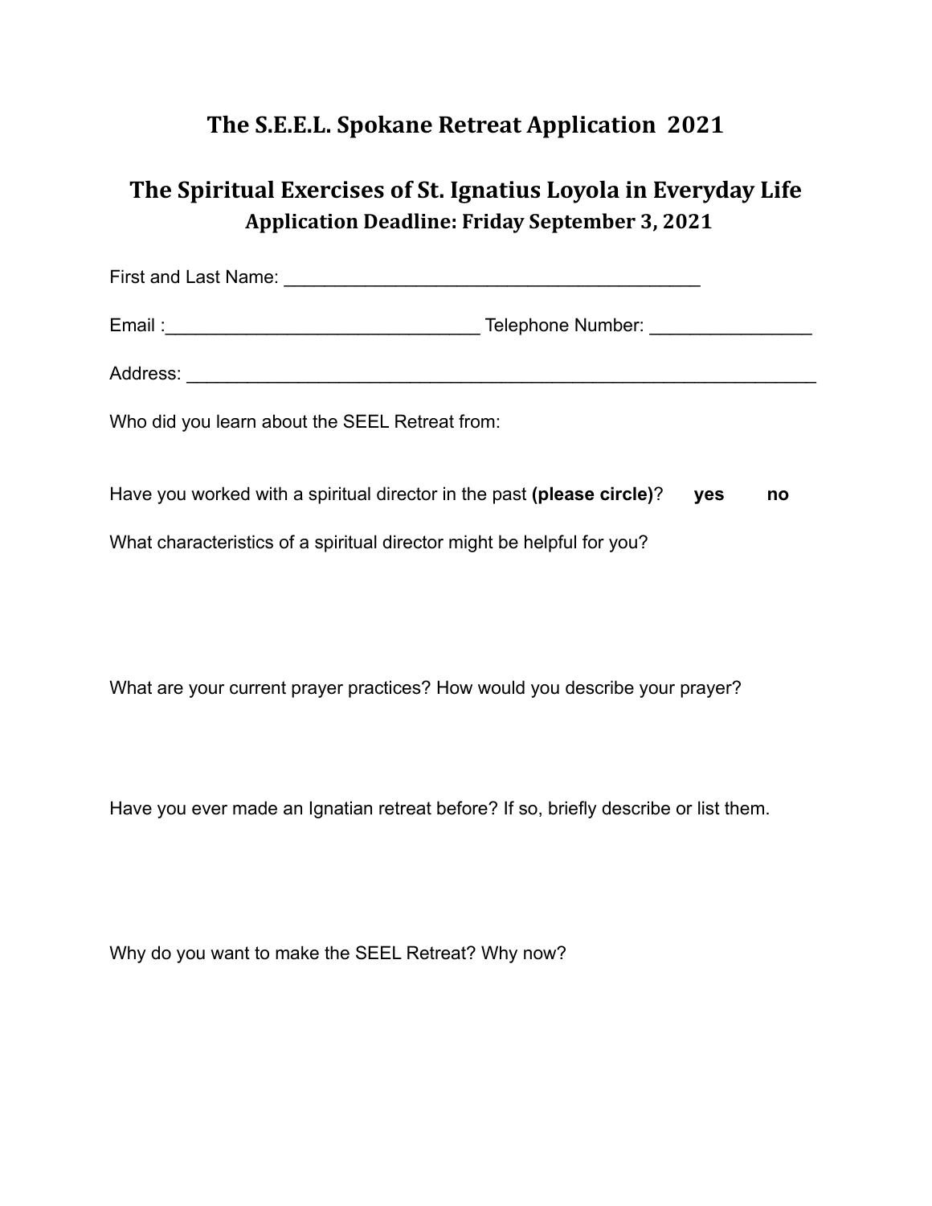# The S.E.E.L. Spokane Retreat Application 2021

## The Spiritual Exercises of St. Ignatius Loyola in Everyday Life

### Application Deadline: Friday September 3, 2021

First and Last Name: ___________________________________________

Email :________________________________ Telephone Number: ________________

Address: _________________________________________________________________

Who did you learn about the SEEL Retreat from:

Have you worked with a spiritual director in the past **(please circle)**? **yes** **no**

What characteristics of a spiritual director might be helpful for you?

What are your current prayer practices? How would you describe your prayer?

Have you ever made an Ignatian retreat before? If so, briefly describe or list them.

Why do you want to make the SEEL Retreat? Why now?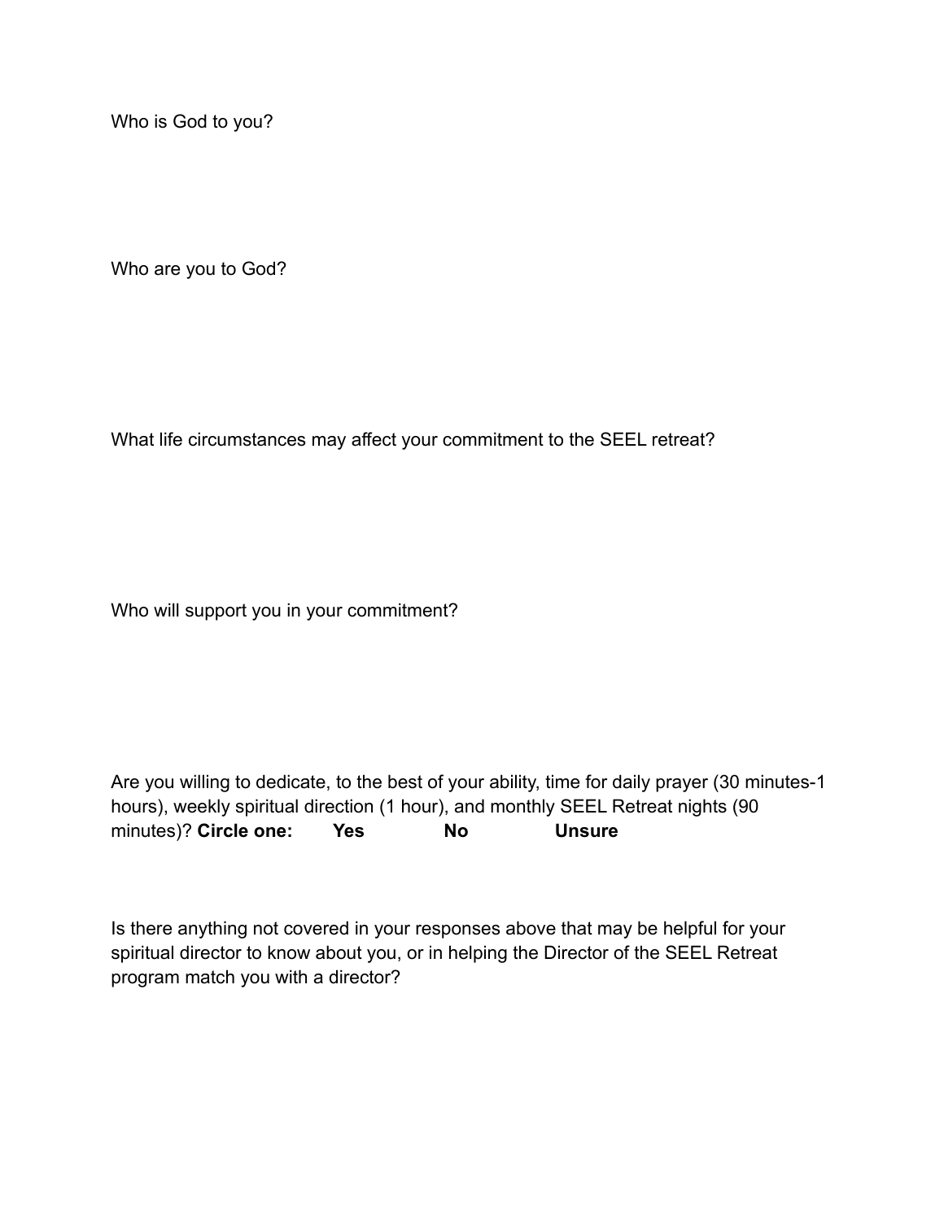Who is God to you?

Who are you to God?

What life circumstances may affect your commitment to the SEEL retreat?

Who will support you in your commitment?

Are you willing to dedicate, to the best of your ability, time for daily prayer (30 minutes-1 hours), weekly spiritual direction (1 hour), and monthly SEEL Retreat nights (90 minutes)? **Circle one:** **Yes** **No** **Unsure**

Is there anything not covered in your responses above that may be helpful for your spiritual director to know about you, or in helping the Director of the SEEL Retreat program match you with a director?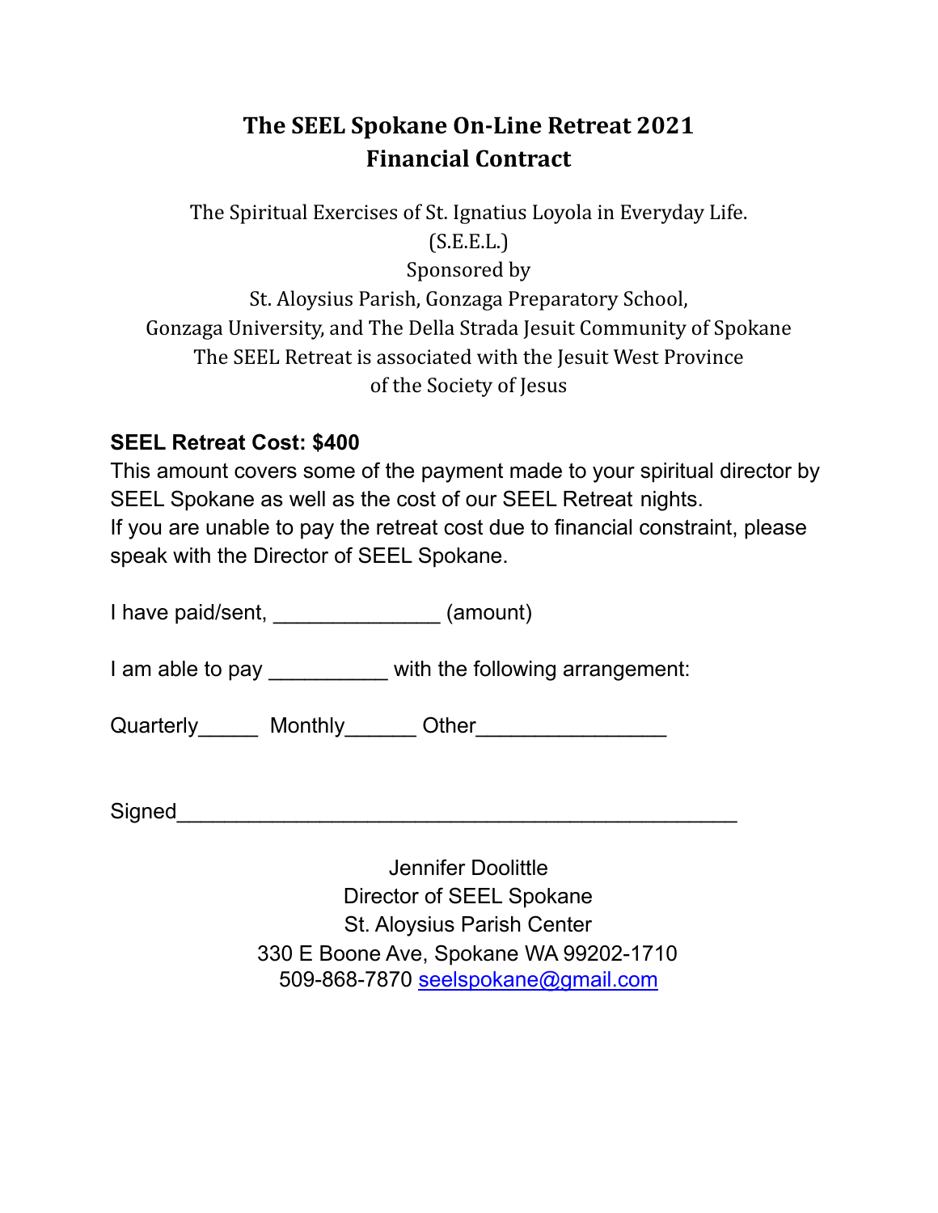# The SEEL Spokane On-Line Retreat 2021
# Financial Contract

The Spiritual Exercises of St. Ignatius Loyola in Everyday Life.
(S.E.E.L.)
Sponsored by
St. Aloysius Parish, Gonzaga Preparatory School,
Gonzaga University, and The Della Strada Jesuit Community of Spokane
The SEEL Retreat is associated with the Jesuit West Province
of the Society of Jesus

**SEEL Retreat Cost: $400**

This amount covers some of the payment made to your spiritual director by SEEL Spokane as well as the cost of our SEEL Retreat nights.
If you are unable to pay the retreat cost due to financial constraint, please speak with the Director of SEEL Spokane.

I have paid/sent, ______________ (amount)

I am able to pay __________ with the following arrangement:

Quarterly_____ Monthly______ Other________________

Signed_______________________________________________

Jennifer Doolittle
Director of SEEL Spokane
St. Aloysius Parish Center
330 E Boone Ave, Spokane WA 99202-1710
509-868-7870 seelspokane@gmail.com